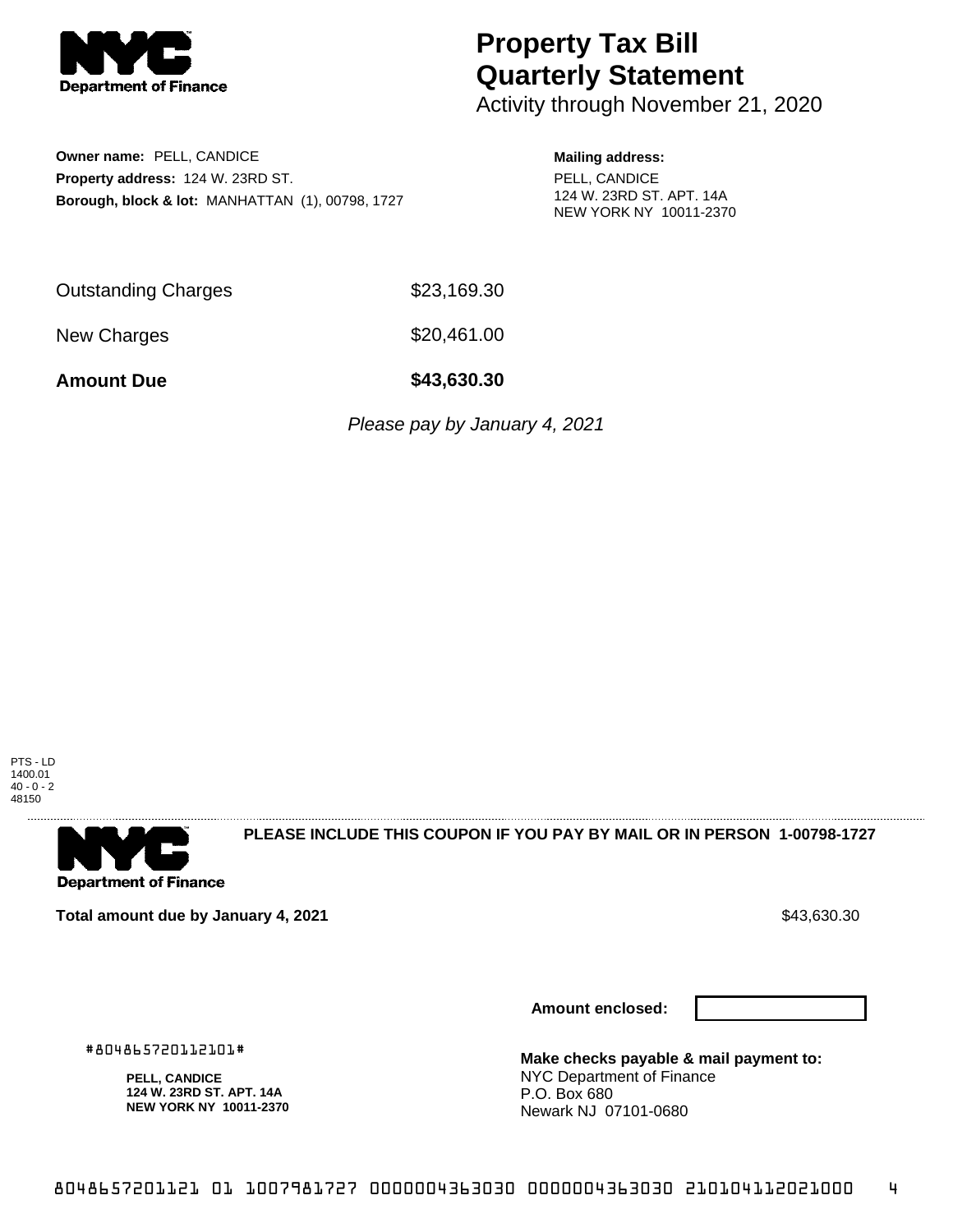**Department of Finance**

# Property Tax Bill
# Quarterly Statement

Activity through November 21, 2020

**Owner name:** PELL, CANDICE
**Property address:** 124 W. 23RD ST.
**Borough, block & lot:** MANHATTAN (1), 00798, 1727

**Mailing address:**
PELL, CANDICE
124 W. 23RD ST. APT. 14A
NEW YORK NY 10011-2370

| | |
|---|---|
| Outstanding Charges | $23,169.30 |
| New Charges | $20,461.00 |
| **Amount Due** | **$43,630.30** |

*Please pay by January 4, 2021*

PTS - LD
1400.01
40 - 0 - 2
48150

---

**Department of Finance**

**PLEASE INCLUDE THIS COUPON IF YOU PAY BY MAIL OR IN PERSON 1-00798-1727**

**Total amount due by January 4, 2021** $43,630.30

**Amount enclosed:**

#804865720112101#

**PELL, CANDICE**
**124 W. 23RD ST. APT. 14A**
**NEW YORK NY 10011-2370**

**Make checks payable & mail payment to:**
NYC Department of Finance
P.O. Box 680
Newark NJ 07101-0680

8048657201121 01 1007981727 0000004363030 0000004363030 210104112021000 4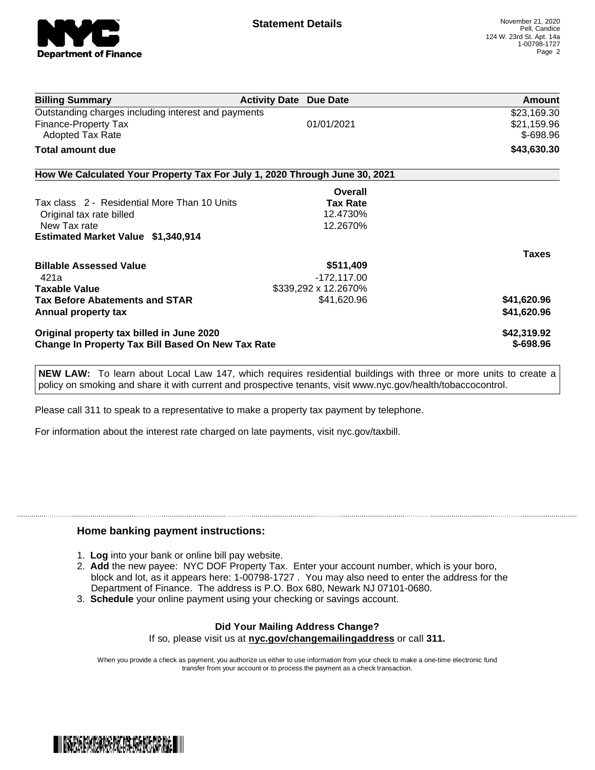**NYC Department of Finance**

## Statement Details

November 21, 2020
Pell, Candice
124 W. 23rd St. Apt. 14a
1-00798-1727

| Billing Summary | Activity Date | Due Date | Amount |
|---|---|---|---|
| Outstanding charges including interest and payments | | | $23,169.30 |
| Finance-Property Tax | | 01/01/2021 | $21,159.96 |
| Adopted Tax Rate | | | $-698.96 |
| **Total amount due** | | | **$43,630.30** |

### How We Calculated Your Property Tax For July 1, 2020 Through June 30, 2021

| | Overall Tax Rate | Taxes |
|---|---|---|
| Tax class 2 - Residential More Than 10 Units | | |
| Original tax rate billed | 12.4730% | |
| New Tax rate | 12.2670% | |
| **Estimated Market Value $1,340,914** | | |
| **Billable Assessed Value** | **$511,409** | |
| 421a | -172,117.00 | |
| **Taxable Value** | $339,292 x 12.2670% | |
| **Tax Before Abatements and STAR** | $41,620.96 | **$41,620.96** |
| **Annual property tax** | | **$41,620.96** |
| **Original property tax billed in June 2020** | | **$42,319.92** |
| **Change In Property Tax Bill Based On New Tax Rate** | | **$-698.96** |

**NEW LAW:** To learn about Local Law 147, which requires residential buildings with three or more units to create a policy on smoking and share it with current and prospective tenants, visit www.nyc.gov/health/tobaccocontrol.

Please call 311 to speak to a representative to make a property tax payment by telephone.

For information about the interest rate charged on late payments, visit nyc.gov/taxbill.

### Home banking payment instructions:

1. **Log** into your bank or online bill pay website.
2. **Add** the new payee: NYC DOF Property Tax. Enter your account number, which is your boro, block and lot, as it appears here: 1-00798-1727 . You may also need to enter the address for the Department of Finance. The address is P.O. Box 680, Newark NJ 07101-0680.
3. **Schedule** your online payment using your checking or savings account.

**Did Your Mailing Address Change?**
If so, please visit us at **nyc.gov/changemailingaddress** or call **311.**

When you provide a check as payment, you authorize us either to use information from your check to make a one-time electronic fund transfer from your account or to process the payment as a check transaction.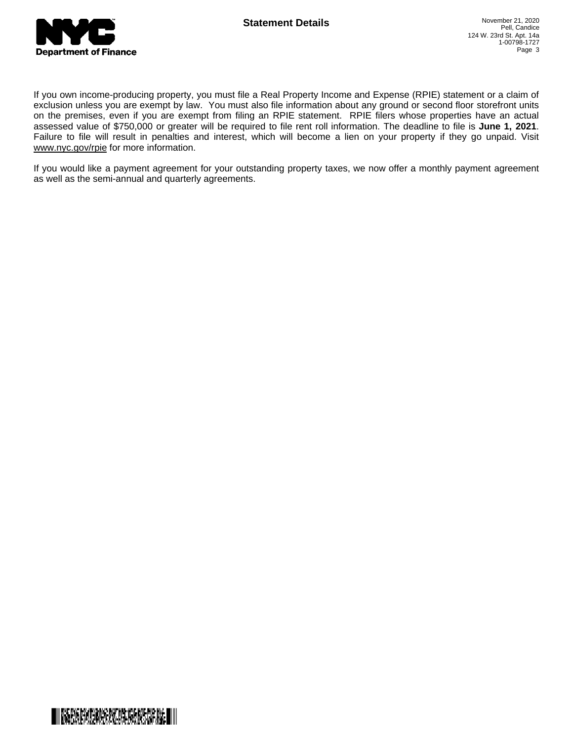If you own income-producing property, you must file a Real Property Income and Expense (RPIE) statement or a claim of exclusion unless you are exempt by law. You must also file information about any ground or second floor storefront units on the premises, even if you are exempt from filing an RPIE statement. RPIE filers whose properties have an actual assessed value of $750,000 or greater will be required to file rent roll information. The deadline to file is **June 1, 2021**. Failure to file will result in penalties and interest, which will become a lien on your property if they go unpaid. Visit www.nyc.gov/rpie for more information.

If you would like a payment agreement for your outstanding property taxes, we now offer a monthly payment agreement as well as the semi-annual and quarterly agreements.